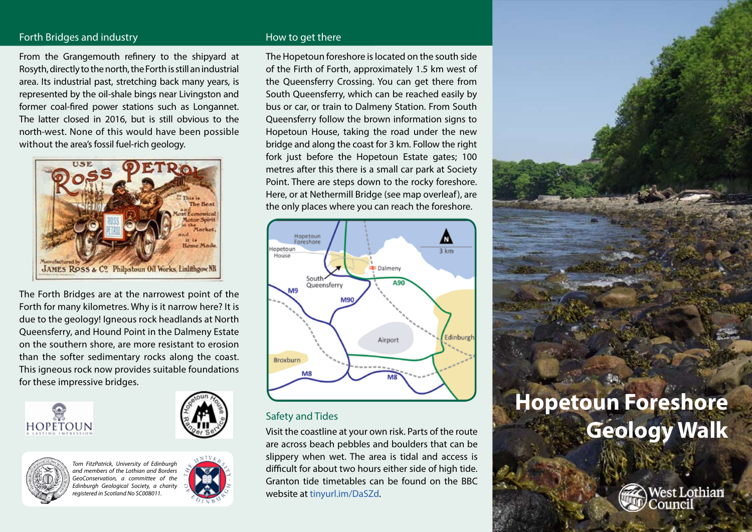## Forth Bridges and industry

From the Grangemouth refinery to the shipyard at Rosyth, directly to the north, the Forth is still an industrial area. Its industrial past, stretching back many years, is represented by the oil-shale bings near Livingston and former coal-fired power stations such as Longannet. The latter closed in 2016, but is still obvious to the north-west. None of this would have been possible without the area's fossil fuel-rich geology.

The Forth Bridges are at the narrowest point of the Forth for many kilometres. Why is it narrow here? It is due to the geology! Igneous rock headlands at North Queensferry, and Hound Point in the Dalmeny Estate on the southern shore, are more resistant to erosion than the softer sedimentary rocks along the coast. This igneous rock now provides suitable foundations for these impressive bridges.

*Tom FitzPatrick, University of Edinburgh and members of the Lothian and Borders GeoConservation, a committee of the Edinburgh Geological Society, a charity registered in Scotland No SC008011.*

## How to get there

The Hopetoun foreshore is located on the south side of the Firth of Forth, approximately 1.5 km west of the Queensferry Crossing. You can get there from South Queensferry, which can be reached easily by bus or car, or train to Dalmeny Station. From South Queensferry follow the brown information signs to Hopetoun House, taking the road under the new bridge and along the coast for 3 km. Follow the right fork just before the Hopetoun Estate gates; 100 metres after this there is a small car park at Society Point. There are steps down to the rocky foreshore. Here, or at Nethermill Bridge (see map overleaf), are the only places where you can reach the foreshore.

## Safety and Tides

Visit the coastline at your own risk. Parts of the route are across beach pebbles and boulders that can be slippery when wet. The area is tidal and access is difficult for about two hours either side of high tide. Granton tide timetables can be found on the BBC website at tinyurl.im/DaSZd.

# Hopetoun Foreshore Geology Walk

West Lothian Council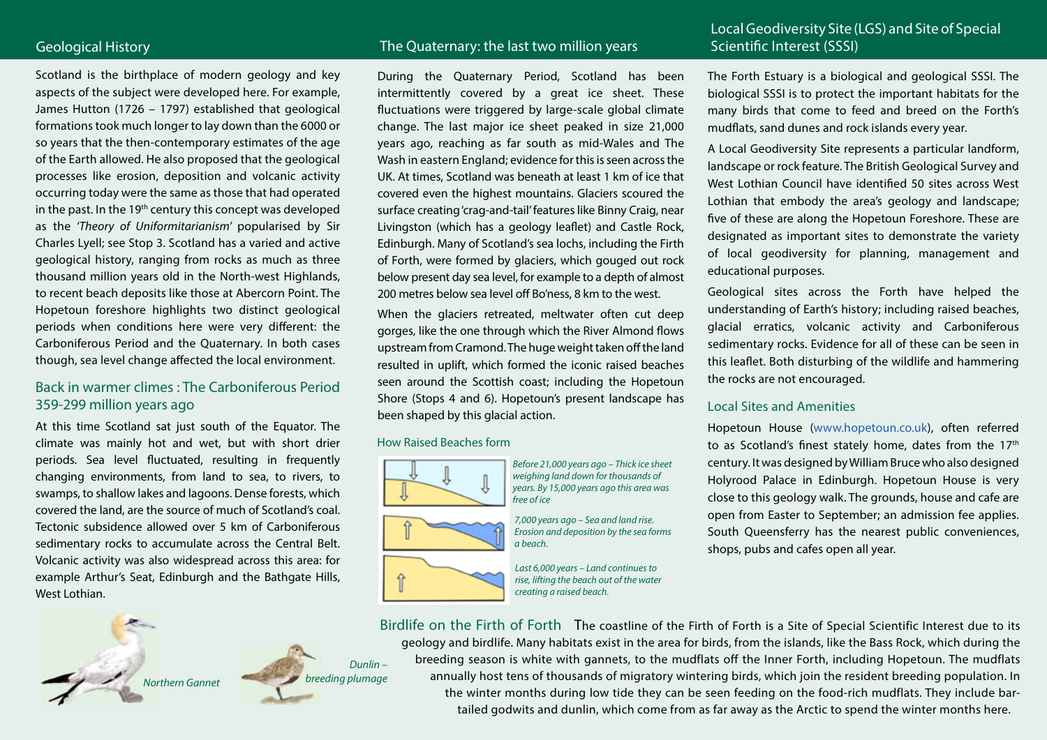## Geological History

Scotland is the birthplace of modern geology and key aspects of the subject were developed here. For example, James Hutton (1726 – 1797) established that geological formations took much longer to lay down than the 6000 or so years that the then-contemporary estimates of the age of the Earth allowed. He also proposed that the geological processes like erosion, deposition and volcanic activity occurring today were the same as those that had operated in the past. In the 19th century this concept was developed as the *'Theory of Uniformitarianism'* popularised by Sir Charles Lyell; see Stop 3. Scotland has a varied and active geological history, ranging from rocks as much as three thousand million years old in the North-west Highlands, to recent beach deposits like those at Abercorn Point. The Hopetoun foreshore highlights two distinct geological periods when conditions here were very different: the Carboniferous Period and the Quaternary. In both cases though, sea level change affected the local environment.

### Back in warmer climes : The Carboniferous Period 359-299 million years ago

At this time Scotland sat just south of the Equator. The climate was mainly hot and wet, but with short drier periods. Sea level fluctuated, resulting in frequently changing environments, from land to sea, to rivers, to swamps, to shallow lakes and lagoons. Dense forests, which covered the land, are the source of much of Scotland's coal. Tectonic subsidence allowed over 5 km of Carboniferous sedimentary rocks to accumulate across the Central Belt. Volcanic activity was also widespread across this area: for example Arthur's Seat, Edinburgh and the Bathgate Hills, West Lothian.

*Northern Gannet*

*Dunlin – breeding plumage*

## The Quaternary: the last two million years

During the Quaternary Period, Scotland has been intermittently covered by a great ice sheet. These fluctuations were triggered by large-scale global climate change. The last major ice sheet peaked in size 21,000 years ago, reaching as far south as mid-Wales and The Wash in eastern England; evidence for this is seen across the UK. At times, Scotland was beneath at least 1 km of ice that covered even the highest mountains. Glaciers scoured the surface creating 'crag-and-tail' features like Binny Craig, near Livingston (which has a geology leaflet) and Castle Rock, Edinburgh. Many of Scotland's sea lochs, including the Firth of Forth, were formed by glaciers, which gouged out rock below present day sea level, for example to a depth of almost 200 metres below sea level off Bo'ness, 8 km to the west.

When the glaciers retreated, meltwater often cut deep gorges, like the one through which the River Almond flows upstream from Cramond. The huge weight taken off the land resulted in uplift, which formed the iconic raised beaches seen around the Scottish coast; including the Hopetoun Shore (Stops 4 and 6). Hopetoun's present landscape has been shaped by this glacial action.

### How Raised Beaches form

*Before 21,000 years ago – Thick ice sheet weighing land down for thousands of years. By 15,000 years ago this area was free of ice*

*7,000 years ago – Sea and land rise. Erosion and deposition by the sea forms a beach.*

*Last 6,000 years – Land continues to rise, lifting the beach out of the water creating a raised beach.*

## Local Geodiversity Site (LGS) and Site of Special Scientific Interest (SSSI)

The Forth Estuary is a biological and geological SSSI. The biological SSSI is to protect the important habitats for the many birds that come to feed and breed on the Forth's mudflats, sand dunes and rock islands every year.

A Local Geodiversity Site represents a particular landform, landscape or rock feature. The British Geological Survey and West Lothian Council have identified 50 sites across West Lothian that embody the area's geology and landscape; five of these are along the Hopetoun Foreshore. These are designated as important sites to demonstrate the variety of local geodiversity for planning, management and educational purposes.

Geological sites across the Forth have helped the understanding of Earth's history; including raised beaches, glacial erratics, volcanic activity and Carboniferous sedimentary rocks. Evidence for all of these can be seen in this leaflet. Both disturbing of the wildlife and hammering the rocks are not encouraged.

### Local Sites and Amenities

Hopetoun House (www.hopetoun.co.uk), often referred to as Scotland's finest stately home, dates from the 17th century. It was designed by William Bruce who also designed Holyrood Palace in Edinburgh. Hopetoun House is very close to this geology walk. The grounds, house and cafe are open from Easter to September; an admission fee applies. South Queensferry has the nearest public conveniences, shops, pubs and cafes open all year.

## Birdlife on the Firth of Forth

The coastline of the Firth of Forth is a Site of Special Scientific Interest due to its geology and birdlife. Many habitats exist in the area for birds, from the islands, like the Bass Rock, which during the breeding season is white with gannets, to the mudflats off the Inner Forth, including Hopetoun. The mudflats annually host tens of thousands of migratory wintering birds, which join the resident breeding population. In the winter months during low tide they can be seen feeding on the food-rich mudflats. They include bar-tailed godwits and dunlin, which come from as far away as the Arctic to spend the winter months here.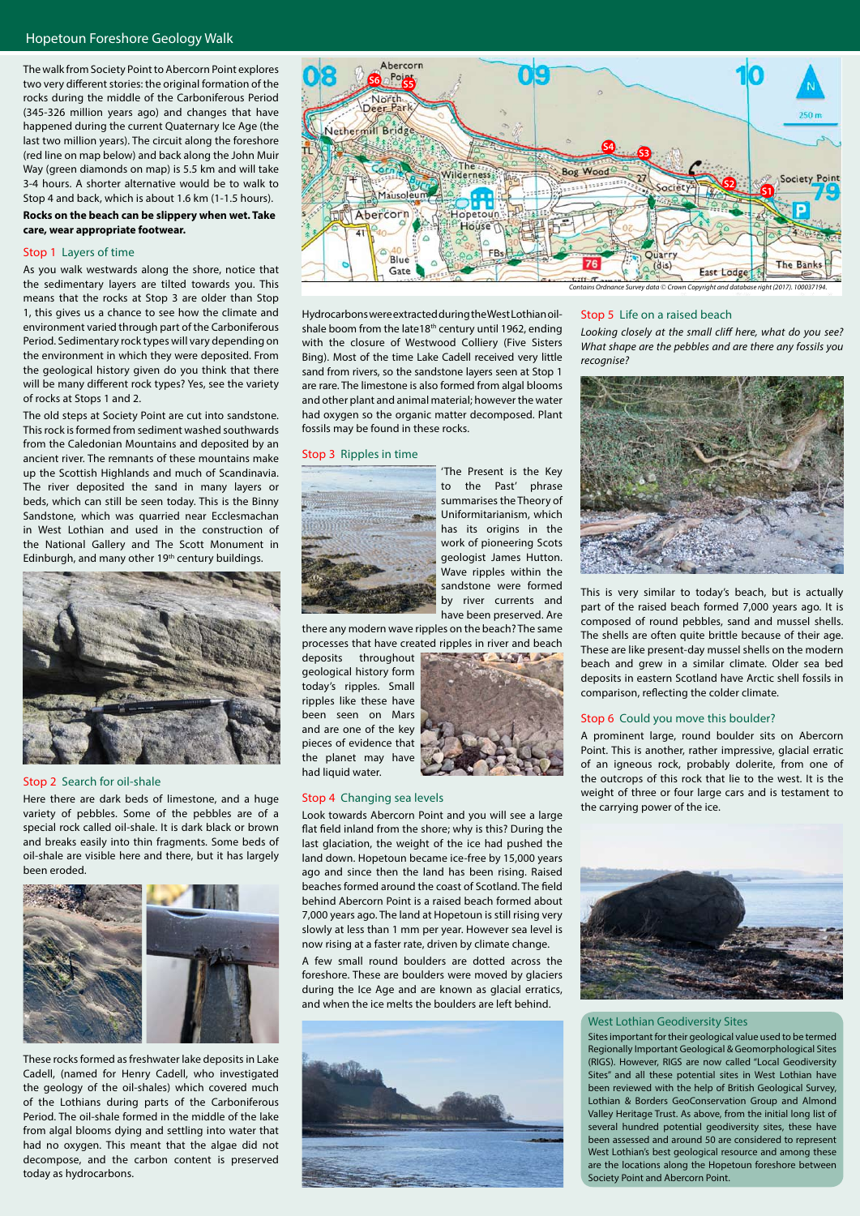# Hopetoun Foreshore Geology Walk

The walk from Society Point to Abercorn Point explores two very different stories: the original formation of the rocks during the middle of the Carboniferous Period (345-326 million years ago) and changes that have happened during the current Quaternary Ice Age (the last two million years). The circuit along the foreshore (red line on map below) and back along the John Muir Way (green diamonds on map) is 5.5 km and will take 3-4 hours. A shorter alternative would be to walk to Stop 4 and back, which is about 1.6 km (1-1.5 hours).

**Rocks on the beach can be slippery when wet. Take care, wear appropriate footwear.**

## Stop 1 Layers of time

As you walk westwards along the shore, notice that the sedimentary layers are tilted towards you. This means that the rocks at Stop 3 are older than Stop 1, this gives us a chance to see how the climate and environment varied through part of the Carboniferous Period. Sedimentary rock types will vary depending on the environment in which they were deposited. From the geological history given do you think that there will be many different rock types? Yes, see the variety of rocks at Stops 1 and 2.

The old steps at Society Point are cut into sandstone. This rock is formed from sediment washed southwards from the Caledonian Mountains and deposited by an ancient river. The remnants of these mountains make up the Scottish Highlands and much of Scandinavia. The river deposited the sand in many layers or beds, which can still be seen today. This is the Binny Sandstone, which was quarried near Ecclesmachan in West Lothian and used in the construction of the National Gallery and The Scott Monument in Edinburgh, and many other 19th century buildings.

## Stop 2 Search for oil-shale

Here there are dark beds of limestone, and a huge variety of pebbles. Some of the pebbles are of a special rock called oil-shale. It is dark black or brown and breaks easily into thin fragments. Some beds of oil-shale are visible here and there, but it has largely been eroded.

These rocks formed as freshwater lake deposits in Lake Cadell, (named for Henry Cadell, who investigated the geology of the oil-shales) which covered much of the Lothians during parts of the Carboniferous Period. The oil-shale formed in the middle of the lake from algal blooms dying and settling into water that had no oxygen. This meant that the algae did not decompose, and the carbon content is preserved today as hydrocarbons.

Contains Ordnance Survey data © Crown Copyright and database right (2017). 100037194.

Hydrocarbons were extracted during the West Lothian oil-shale boom from the late 18th century until 1962, ending with the closure of Westwood Colliery (Five Sisters Bing). Most of the time Lake Cadell received very little sand from rivers, so the sandstone layers seen at Stop 1 are rare. The limestone is also formed from algal blooms and other plant and animal material; however the water had oxygen so the organic matter decomposed. Plant fossils may be found in these rocks.

## Stop 3 Ripples in time

'The Present is the Key to the Past' phrase summarises the Theory of Uniformitarianism, which has its origins in the work of pioneering Scots geologist James Hutton. Wave ripples within the sandstone were formed by river currents and have been preserved. Are there any modern wave ripples on the beach? The same processes that have created ripples in river and beach deposits throughout geological history form today's ripples. Small ripples like these have been seen on Mars and are one of the key pieces of evidence that the planet may have had liquid water.

## Stop 4 Changing sea levels

Look towards Abercorn Point and you will see a large flat field inland from the shore; why is this? During the last glaciation, the weight of the ice had pushed the land down. Hopetoun became ice-free by 15,000 years ago and since then the land has been rising. Raised beaches formed around the coast of Scotland. The field behind Abercorn Point is a raised beach formed about 7,000 years ago. The land at Hopetoun is still rising very slowly at less than 1 mm per year. However sea level is now rising at a faster rate, driven by climate change.

A few small round boulders are dotted across the foreshore. These are boulders were moved by glaciers during the Ice Age and are known as glacial erratics, and when the ice melts the boulders are left behind.

## Stop 5 Life on a raised beach

*Looking closely at the small cliff here, what do you see? What shape are the pebbles and are there any fossils you recognise?*

This is very similar to today's beach, but is actually part of the raised beach formed 7,000 years ago. It is composed of round pebbles, sand and mussel shells. The shells are often quite brittle because of their age. These are like present-day mussel shells on the modern beach and grew in a similar climate. Older sea bed deposits in eastern Scotland have Arctic shell fossils in comparison, reflecting the colder climate.

## Stop 6 Could you move this boulder?

A prominent large, round boulder sits on Abercorn Point. This is another, rather impressive, glacial erratic of an igneous rock, probably dolerite, from one of the outcrops of this rock that lie to the west. It is the weight of three or four large cars and is testament to the carrying power of the ice.

## West Lothian Geodiversity Sites

Sites important for their geological value used to be termed Regionally Important Geological & Geomorphological Sites (RIGS). However, RIGS are now called "Local Geodiversity Sites" and all these potential sites in West Lothian have been reviewed with the help of British Geological Survey, Lothian & Borders GeoConservation Group and Almond Valley Heritage Trust. As above, from the initial long list of several hundred potential geodiversity sites, these have been assessed and around 50 are considered to represent West Lothian's best geological resource and among these are the locations along the Hopetoun foreshore between Society Point and Abercorn Point.